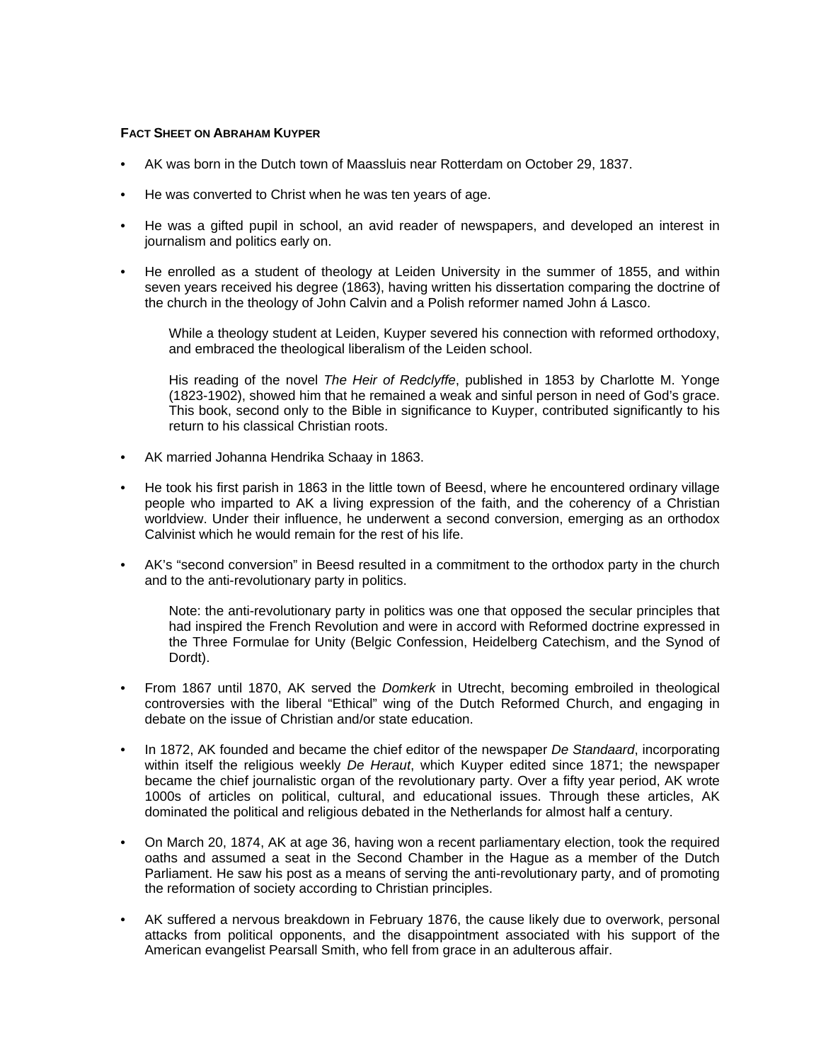**FACT SHEET ON ABRAHAM KUYPER**

- AK was born in the Dutch town of Maassluis near Rotterdam on October 29, 1837.

- He was converted to Christ when he was ten years of age.

- He was a gifted pupil in school, an avid reader of newspapers, and developed an interest in journalism and politics early on.

- He enrolled as a student of theology at Leiden University in the summer of 1855, and within seven years received his degree (1863), having written his dissertation comparing the doctrine of the church in the theology of John Calvin and a Polish reformer named John á Lasco.

  While a theology student at Leiden, Kuyper severed his connection with reformed orthodoxy, and embraced the theological liberalism of the Leiden school.

  His reading of the novel *The Heir of Redclyffe*, published in 1853 by Charlotte M. Yonge (1823-1902), showed him that he remained a weak and sinful person in need of God's grace. This book, second only to the Bible in significance to Kuyper, contributed significantly to his return to his classical Christian roots.

- AK married Johanna Hendrika Schaay in 1863.

- He took his first parish in 1863 in the little town of Beesd, where he encountered ordinary village people who imparted to AK a living expression of the faith, and the coherency of a Christian worldview. Under their influence, he underwent a second conversion, emerging as an orthodox Calvinist which he would remain for the rest of his life.

- AK's "second conversion" in Beesd resulted in a commitment to the orthodox party in the church and to the anti-revolutionary party in politics.

  Note: the anti-revolutionary party in politics was one that opposed the secular principles that had inspired the French Revolution and were in accord with Reformed doctrine expressed in the Three Formulae for Unity (Belgic Confession, Heidelberg Catechism, and the Synod of Dordt).

- From 1867 until 1870, AK served the *Domkerk* in Utrecht, becoming embroiled in theological controversies with the liberal "Ethical" wing of the Dutch Reformed Church, and engaging in debate on the issue of Christian and/or state education.

- In 1872, AK founded and became the chief editor of the newspaper *De Standaard*, incorporating within itself the religious weekly *De Heraut*, which Kuyper edited since 1871; the newspaper became the chief journalistic organ of the revolutionary party. Over a fifty year period, AK wrote 1000s of articles on political, cultural, and educational issues. Through these articles, AK dominated the political and religious debated in the Netherlands for almost half a century.

- On March 20, 1874, AK at age 36, having won a recent parliamentary election, took the required oaths and assumed a seat in the Second Chamber in the Hague as a member of the Dutch Parliament. He saw his post as a means of serving the anti-revolutionary party, and of promoting the reformation of society according to Christian principles.

- AK suffered a nervous breakdown in February 1876, the cause likely due to overwork, personal attacks from political opponents, and the disappointment associated with his support of the American evangelist Pearsall Smith, who fell from grace in an adulterous affair.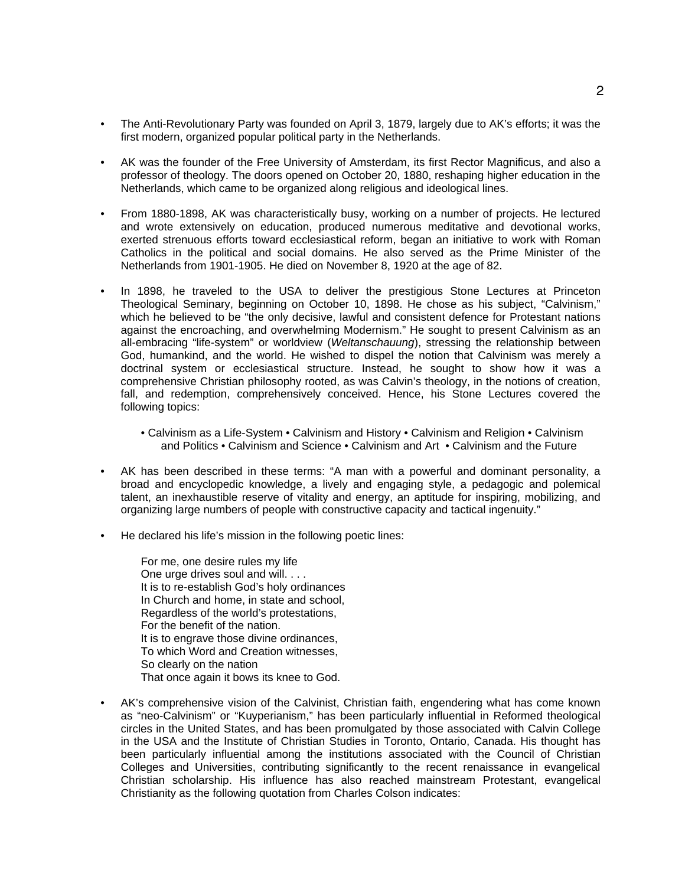- The Anti-Revolutionary Party was founded on April 3, 1879, largely due to AK's efforts; it was the first modern, organized popular political party in the Netherlands.

- AK was the founder of the Free University of Amsterdam, its first Rector Magnificus, and also a professor of theology. The doors opened on October 20, 1880, reshaping higher education in the Netherlands, which came to be organized along religious and ideological lines.

- From 1880-1898, AK was characteristically busy, working on a number of projects. He lectured and wrote extensively on education, produced numerous meditative and devotional works, exerted strenuous efforts toward ecclesiastical reform, began an initiative to work with Roman Catholics in the political and social domains. He also served as the Prime Minister of the Netherlands from 1901-1905. He died on November 8, 1920 at the age of 82.

- In 1898, he traveled to the USA to deliver the prestigious Stone Lectures at Princeton Theological Seminary, beginning on October 10, 1898. He chose as his subject, "Calvinism," which he believed to be "the only decisive, lawful and consistent defence for Protestant nations against the encroaching, and overwhelming Modernism." He sought to present Calvinism as an all-embracing "life-system" or worldview (*Weltanschauung*), stressing the relationship between God, humankind, and the world. He wished to dispel the notion that Calvinism was merely a doctrinal system or ecclesiastical structure. Instead, he sought to show how it was a comprehensive Christian philosophy rooted, as was Calvin's theology, in the notions of creation, fall, and redemption, comprehensively conceived. Hence, his Stone Lectures covered the following topics:

  • Calvinism as a Life-System • Calvinism and History • Calvinism and Religion • Calvinism and Politics • Calvinism and Science • Calvinism and Art • Calvinism and the Future

- AK has been described in these terms: "A man with a powerful and dominant personality, a broad and encyclopedic knowledge, a lively and engaging style, a pedagogic and polemical talent, an inexhaustible reserve of vitality and energy, an aptitude for inspiring, mobilizing, and organizing large numbers of people with constructive capacity and tactical ingenuity."

- He declared his life's mission in the following poetic lines:

  For me, one desire rules my life
  One urge drives soul and will. . . .
  It is to re-establish God's holy ordinances
  In Church and home, in state and school,
  Regardless of the world's protestations,
  For the benefit of the nation.
  It is to engrave those divine ordinances,
  To which Word and Creation witnesses,
  So clearly on the nation
  That once again it bows its knee to God.

- AK's comprehensive vision of the Calvinist, Christian faith, engendering what has come known as "neo-Calvinism" or "Kuyperianism," has been particularly influential in Reformed theological circles in the United States, and has been promulgated by those associated with Calvin College in the USA and the Institute of Christian Studies in Toronto, Ontario, Canada. His thought has been particularly influential among the institutions associated with the Council of Christian Colleges and Universities, contributing significantly to the recent renaissance in evangelical Christian scholarship. His influence has also reached mainstream Protestant, evangelical Christianity as the following quotation from Charles Colson indicates: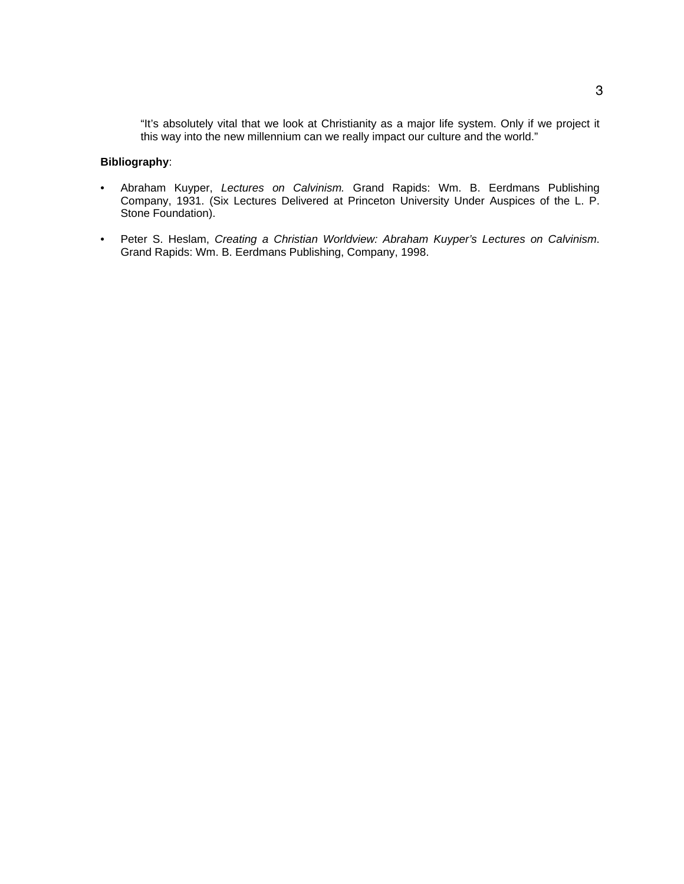> "It's absolutely vital that we look at Christianity as a major life system. Only if we project it this way into the new millennium can we really impact our culture and the world."

**Bibliography**:

- Abraham Kuyper, *Lectures on Calvinism.* Grand Rapids: Wm. B. Eerdmans Publishing Company, 1931. (Six Lectures Delivered at Princeton University Under Auspices of the L. P. Stone Foundation).
- Peter S. Heslam, *Creating a Christian Worldview: Abraham Kuyper's Lectures on Calvinism*. Grand Rapids: Wm. B. Eerdmans Publishing, Company, 1998.